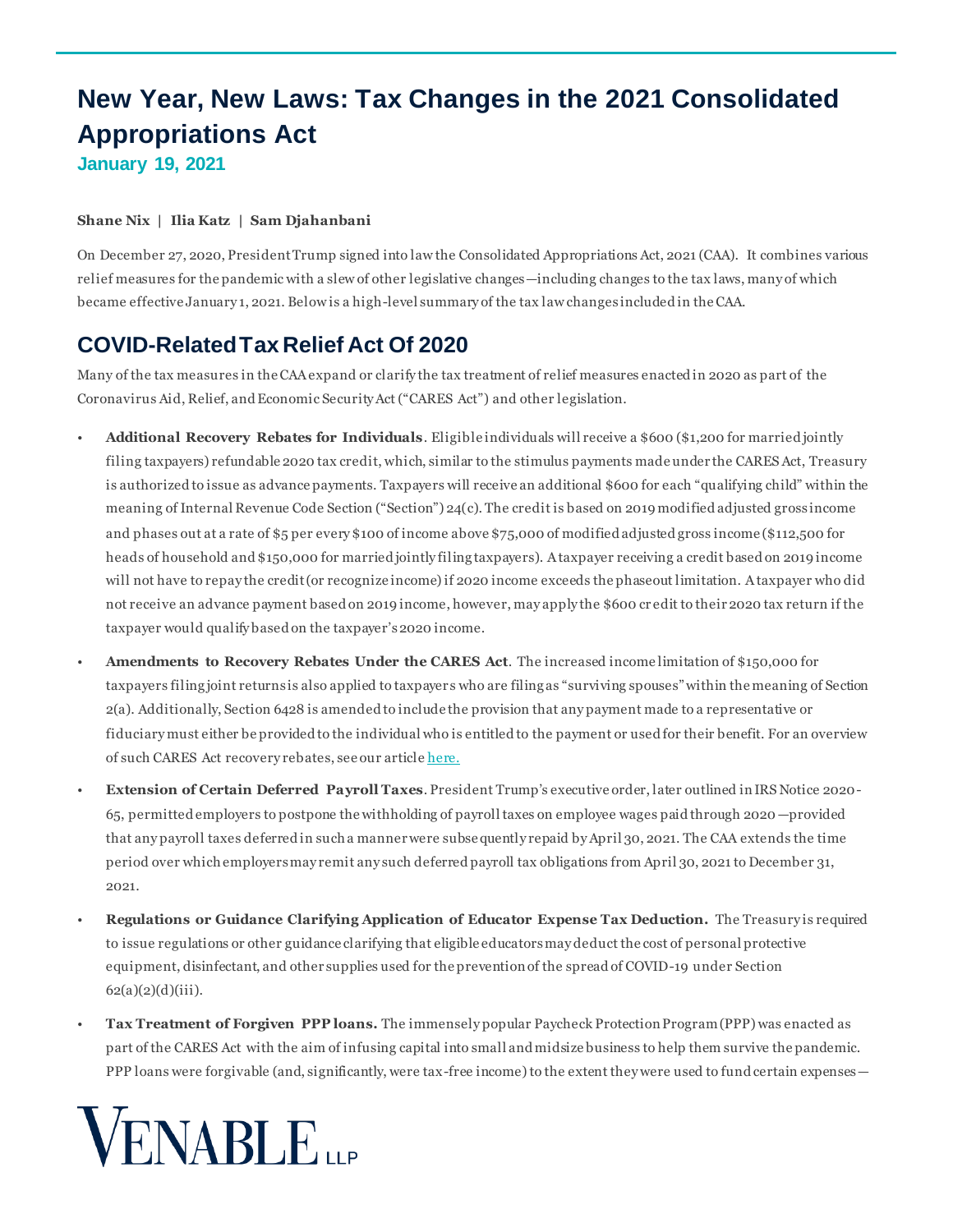# New Year, New Laws: Tax Changes in the 2021 Consolidated Appropriations Act

**January 19, 2021**

**Shane Nix | Ilia Katz | Sam Djahanbani**

On December 27, 2020, President Trump signed into law the Consolidated Appropriations Act, 2021 (CAA). It combines various relief measures for the pandemic with a slew of other legislative changes—including changes to the tax laws, many of which became effective January 1, 2021. Below is a high-level summary of the tax law changes included in the CAA.

## COVID-Related Tax Relief Act Of 2020

Many of the tax measures in the CAA expand or clarify the tax treatment of relief measures enacted in 2020 as part of the Coronavirus Aid, Relief, and Economic Security Act ("CARES Act") and other legislation.

- **Additional Recovery Rebates for Individuals**. Eligible individuals will receive a $600 ($1,200 for married jointly filing taxpayers) refundable 2020 tax credit, which, similar to the stimulus payments made under the CARES Act, Treasury is authorized to issue as advance payments. Taxpayers will receive an additional $600 for each "qualifying child" within the meaning of Internal Revenue Code Section ("Section") 24(c). The credit is based on 2019 modified adjusted gross income and phases out at a rate of $5 per every $100 of income above $75,000 of modified adjusted gross income ($112,500 for heads of household and $150,000 for married jointly filing taxpayers). A taxpayer receiving a credit based on 2019 income will not have to repay the credit (or recognize income) if 2020 income exceeds the phaseout limitation. A taxpayer who did not receive an advance payment based on 2019 income, however, may apply the $600 credit to their 2020 tax return if the taxpayer would qualify based on the taxpayer's 2020 income.
- **Amendments to Recovery Rebates Under the CARES Act**. The increased income limitation of $150,000 for taxpayers filing joint returns is also applied to taxpayers who are filing as "surviving spouses" within the meaning of Section 2(a). Additionally, Section 6428 is amended to include the provision that any payment made to a representative or fiduciary must either be provided to the individual who is entitled to the payment or used for their benefit. For an overview of such CARES Act recovery rebates, see our article here.
- **Extension of Certain Deferred Payroll Taxes**. President Trump's executive order, later outlined in IRS Notice 2020-65, permitted employers to postpone the withholding of payroll taxes on employee wages paid through 2020—provided that any payroll taxes deferred in such a manner were subsequently repaid by April 30, 2021. The CAA extends the time period over which employers may remit any such deferred payroll tax obligations from April 30, 2021 to December 31, 2021.
- **Regulations or Guidance Clarifying Application of Educator Expense Tax Deduction.** The Treasury is required to issue regulations or other guidance clarifying that eligible educators may deduct the cost of personal protective equipment, disinfectant, and other supplies used for the prevention of the spread of COVID-19 under Section 62(a)(2)(d)(iii).
- **Tax Treatment of Forgiven PPP loans.** The immensely popular Paycheck Protection Program (PPP) was enacted as part of the CARES Act with the aim of infusing capital into small and midsize business to help them survive the pandemic. PPP loans were forgivable (and, significantly, were tax-free income) to the extent they were used to fund certain expenses—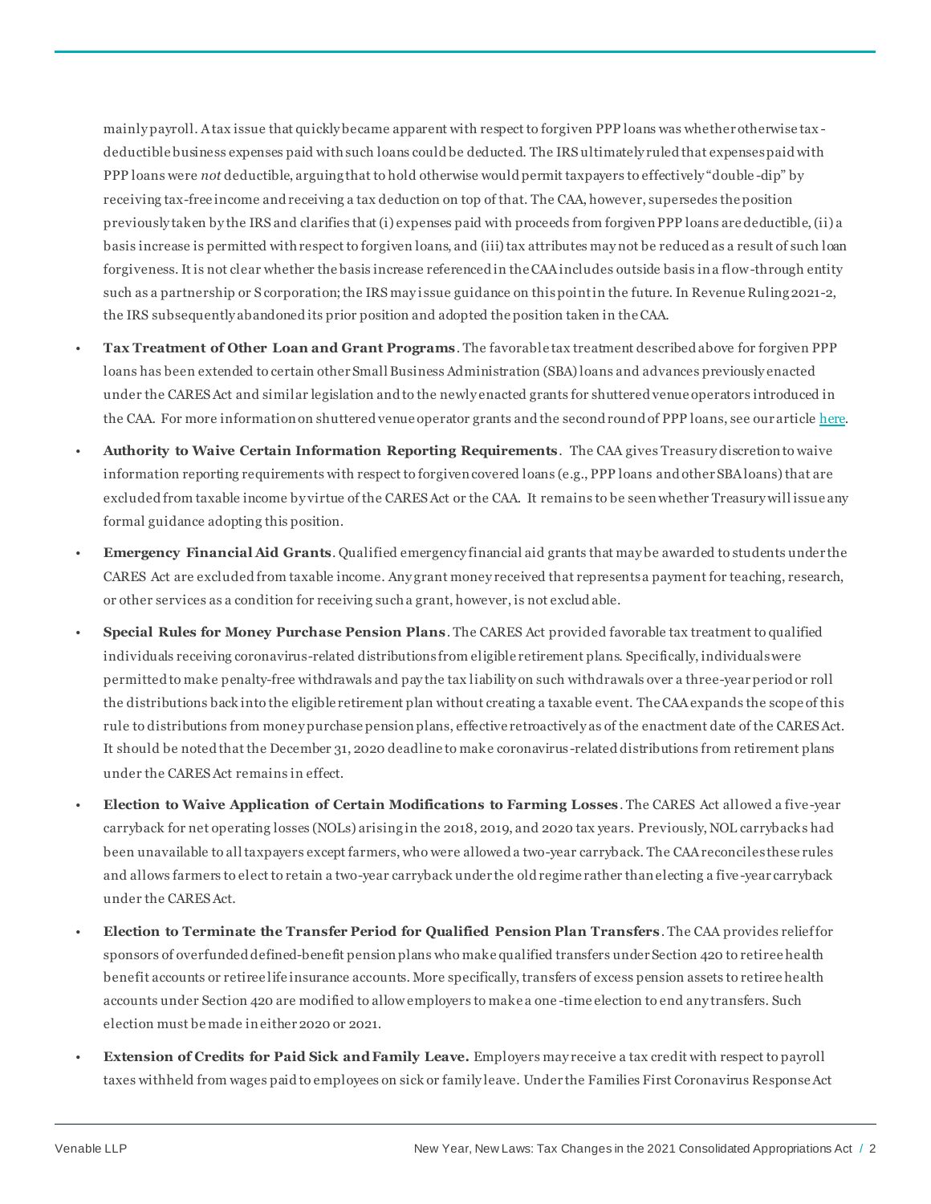mainly payroll. A tax issue that quickly became apparent with respect to forgiven PPP loans was whether otherwise tax-deductible business expenses paid with such loans could be deducted. The IRS ultimately ruled that expenses paid with PPP loans were *not* deductible, arguing that to hold otherwise would permit taxpayers to effectively "double-dip" by receiving tax-free income and receiving a tax deduction on top of that. The CAA, however, supersedes the position previously taken by the IRS and clarifies that (i) expenses paid with proceeds from forgiven PPP loans are deductible, (ii) a basis increase is permitted with respect to forgiven loans, and (iii) tax attributes may not be reduced as a result of such loan forgiveness. It is not clear whether the basis increase referenced in the CAA includes outside basis in a flow-through entity such as a partnership or S corporation; the IRS may issue guidance on this point in the future. In Revenue Ruling 2021-2, the IRS subsequently abandoned its prior position and adopted the position taken in the CAA.

- **Tax Treatment of Other Loan and Grant Programs**. The favorable tax treatment described above for forgiven PPP loans has been extended to certain other Small Business Administration (SBA) loans and advances previously enacted under the CARES Act and similar legislation and to the newly enacted grants for shuttered venue operators introduced in the CAA. For more information on shuttered venue operator grants and the second round of PPP loans, see our article [here](here).
- **Authority to Waive Certain Information Reporting Requirements**. The CAA gives Treasury discretion to waive information reporting requirements with respect to forgiven covered loans (e.g., PPP loans and other SBA loans) that are excluded from taxable income by virtue of the CARES Act or the CAA. It remains to be seen whether Treasury will issue any formal guidance adopting this position.
- **Emergency Financial Aid Grants**. Qualified emergency financial aid grants that may be awarded to students under the CARES Act are excluded from taxable income. Any grant money received that represents a payment for teaching, research, or other services as a condition for receiving such a grant, however, is not excludable.
- **Special Rules for Money Purchase Pension Plans**. The CARES Act provided favorable tax treatment to qualified individuals receiving coronavirus-related distributions from eligible retirement plans. Specifically, individuals were permitted to make penalty-free withdrawals and pay the tax liability on such withdrawals over a three-year period or roll the distributions back into the eligible retirement plan without creating a taxable event. The CAA expands the scope of this rule to distributions from money purchase pension plans, effective retroactively as of the enactment date of the CARES Act. It should be noted that the December 31, 2020 deadline to make coronavirus-related distributions from retirement plans under the CARES Act remains in effect.
- **Election to Waive Application of Certain Modifications to Farming Losses**. The CARES Act allowed a five-year carryback for net operating losses (NOLs) arising in the 2018, 2019, and 2020 tax years. Previously, NOL carrybacks had been unavailable to all taxpayers except farmers, who were allowed a two-year carryback. The CAA reconciles these rules and allows farmers to elect to retain a two-year carryback under the old regime rather than electing a five-year carryback under the CARES Act.
- **Election to Terminate the Transfer Period for Qualified Pension Plan Transfers**. The CAA provides relief for sponsors of overfunded defined-benefit pension plans who make qualified transfers under Section 420 to retiree health benefit accounts or retiree life insurance accounts. More specifically, transfers of excess pension assets to retiree health accounts under Section 420 are modified to allow employers to make a one-time election to end any transfers. Such election must be made in either 2020 or 2021.
- **Extension of Credits for Paid Sick and Family Leave.** Employers may receive a tax credit with respect to payroll taxes withheld from wages paid to employees on sick or family leave. Under the Families First Coronavirus Response Act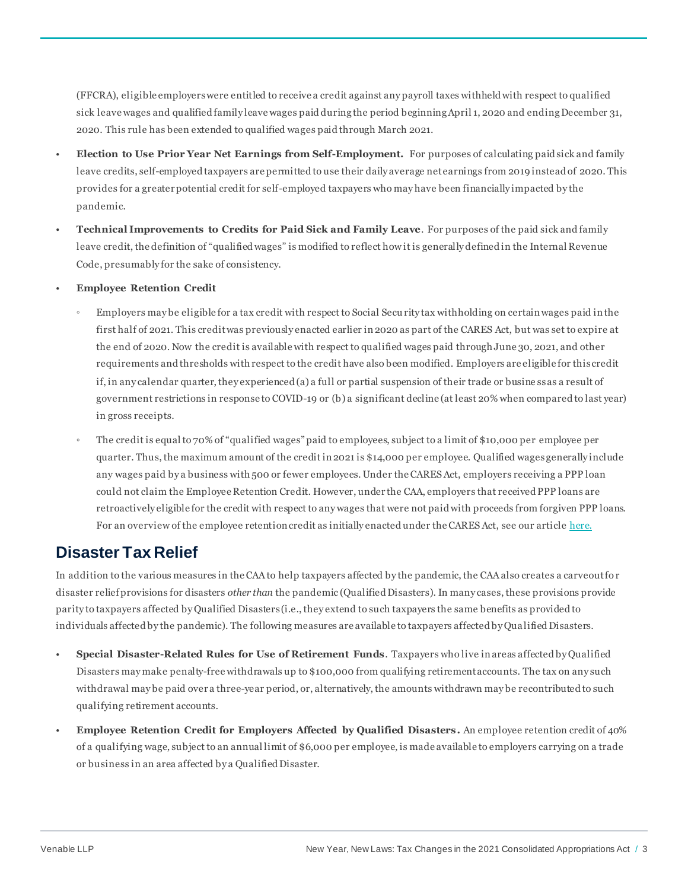(FFCRA), eligible employers were entitled to receive a credit against any payroll taxes withheld with respect to qualified sick leave wages and qualified family leave wages paid during the period beginning April 1, 2020 and ending December 31, 2020. This rule has been extended to qualified wages paid through March 2021.

- **Election to Use Prior Year Net Earnings from Self-Employment.** For purposes of calculating paid sick and family leave credits, self-employed taxpayers are permitted to use their daily average net earnings from 2019 instead of 2020. This provides for a greater potential credit for self-employed taxpayers who may have been financially impacted by the pandemic.
- **Technical Improvements to Credits for Paid Sick and Family Leave**. For purposes of the paid sick and family leave credit, the definition of "qualified wages" is modified to reflect how it is generally defined in the Internal Revenue Code, presumably for the sake of consistency.
- **Employee Retention Credit**
  - Employers may be eligible for a tax credit with respect to Social Security tax withholding on certain wages paid in the first half of 2021. This credit was previously enacted earlier in 2020 as part of the CARES Act, but was set to expire at the end of 2020. Now the credit is available with respect to qualified wages paid through June 30, 2021, and other requirements and thresholds with respect to the credit have also been modified. Employers are eligible for this credit if, in any calendar quarter, they experienced (a) a full or partial suspension of their trade or business as a result of government restrictions in response to COVID-19 or (b) a significant decline (at least 20% when compared to last year) in gross receipts.
  - The credit is equal to 70% of "qualified wages" paid to employees, subject to a limit of $10,000 per employee per quarter. Thus, the maximum amount of the credit in 2021 is $14,000 per employee. Qualified wages generally include any wages paid by a business with 500 or fewer employees. Under the CARES Act, employers receiving a PPP loan could not claim the Employee Retention Credit. However, under the CAA, employers that received PPP loans are retroactively eligible for the credit with respect to any wages that were not paid with proceeds from forgiven PPP loans. For an overview of the employee retention credit as initially enacted under the CARES Act, see our article here.

## Disaster Tax Relief

In addition to the various measures in the CAA to help taxpayers affected by the pandemic, the CAA also creates a carveout for disaster relief provisions for disasters *other than* the pandemic (Qualified Disasters). In many cases, these provisions provide parity to taxpayers affected by Qualified Disasters (i.e., they extend to such taxpayers the same benefits as provided to individuals affected by the pandemic). The following measures are available to taxpayers affected by Qualified Disasters.

- **Special Disaster-Related Rules for Use of Retirement Funds**. Taxpayers who live in areas affected by Qualified Disasters may make penalty-free withdrawals up to $100,000 from qualifying retirement accounts. The tax on any such withdrawal may be paid over a three-year period, or, alternatively, the amounts withdrawn may be recontributed to such qualifying retirement accounts.
- **Employee Retention Credit for Employers Affected by Qualified Disasters.** An employee retention credit of 40% of a qualifying wage, subject to an annual limit of $6,000 per employee, is made available to employers carrying on a trade or business in an area affected by a Qualified Disaster.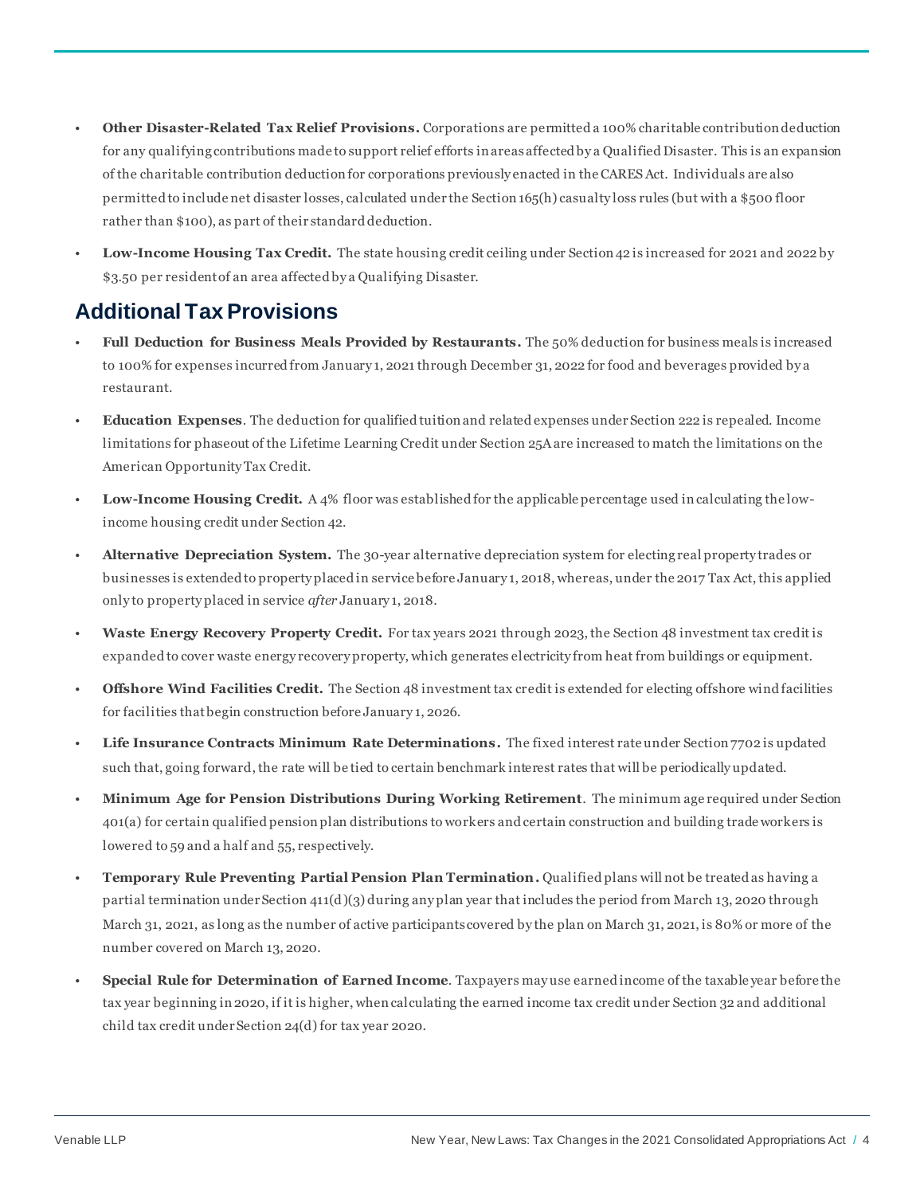- **Other Disaster-Related Tax Relief Provisions.** Corporations are permitted a 100% charitable contribution deduction for any qualifying contributions made to support relief efforts in areas affected by a Qualified Disaster. This is an expansion of the charitable contribution deduction for corporations previously enacted in the CARES Act. Individuals are also permitted to include net disaster losses, calculated under the Section 165(h) casualty loss rules (but with a $500 floor rather than $100), as part of their standard deduction.
- **Low-Income Housing Tax Credit.** The state housing credit ceiling under Section 42 is increased for 2021 and 2022 by $3.50 per resident of an area affected by a Qualifying Disaster.

## Additional Tax Provisions

- **Full Deduction for Business Meals Provided by Restaurants.** The 50% deduction for business meals is increased to 100% for expenses incurred from January 1, 2021 through December 31, 2022 for food and beverages provided by a restaurant.
- **Education Expenses**. The deduction for qualified tuition and related expenses under Section 222 is repealed. Income limitations for phaseout of the Lifetime Learning Credit under Section 25A are increased to match the limitations on the American Opportunity Tax Credit.
- **Low-Income Housing Credit.** A 4% floor was established for the applicable percentage used in calculating the low-income housing credit under Section 42.
- **Alternative Depreciation System.** The 30-year alternative depreciation system for electing real property trades or businesses is extended to property placed in service before January 1, 2018, whereas, under the 2017 Tax Act, this applied only to property placed in service *after* January 1, 2018.
- **Waste Energy Recovery Property Credit.** For tax years 2021 through 2023, the Section 48 investment tax credit is expanded to cover waste energy recovery property, which generates electricity from heat from buildings or equipment.
- **Offshore Wind Facilities Credit.** The Section 48 investment tax credit is extended for electing offshore wind facilities for facilities that begin construction before January 1, 2026.
- **Life Insurance Contracts Minimum Rate Determinations.** The fixed interest rate under Section 7702 is updated such that, going forward, the rate will be tied to certain benchmark interest rates that will be periodically updated.
- **Minimum Age for Pension Distributions During Working Retirement**. The minimum age required under Section 401(a) for certain qualified pension plan distributions to workers and certain construction and building trade workers is lowered to 59 and a half and 55, respectively.
- **Temporary Rule Preventing Partial Pension Plan Termination.** Qualified plans will not be treated as having a partial termination under Section 411(d)(3) during any plan year that includes the period from March 13, 2020 through March 31, 2021, as long as the number of active participants covered by the plan on March 31, 2021, is 80% or more of the number covered on March 13, 2020.
- **Special Rule for Determination of Earned Income**. Taxpayers may use earned income of the taxable year before the tax year beginning in 2020, if it is higher, when calculating the earned income tax credit under Section 32 and additional child tax credit under Section 24(d) for tax year 2020.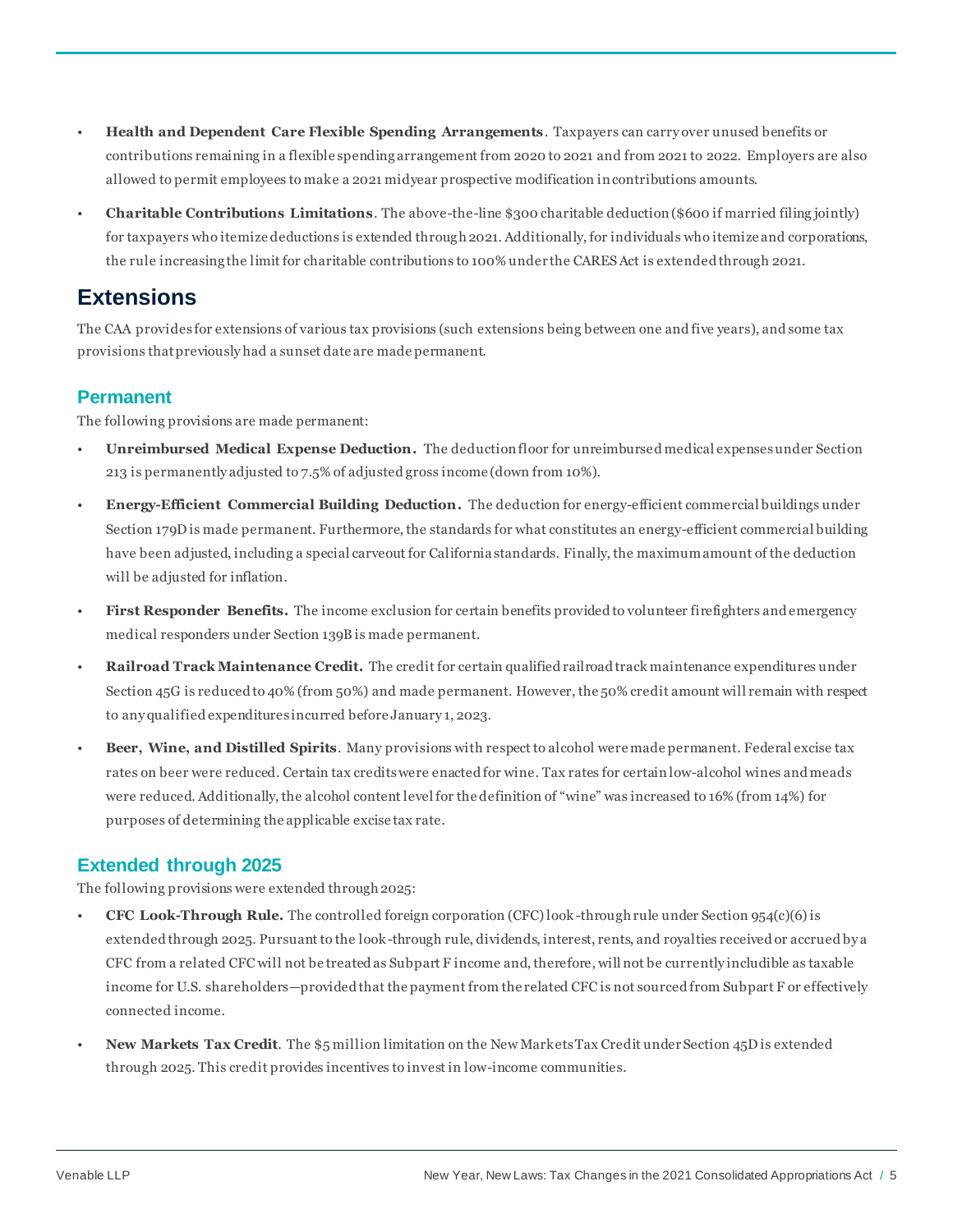- **Health and Dependent Care Flexible Spending Arrangements**. Taxpayers can carry over unused benefits or contributions remaining in a flexible spending arrangement from 2020 to 2021 and from 2021 to 2022. Employers are also allowed to permit employees to make a 2021 midyear prospective modification in contributions amounts.
- **Charitable Contributions Limitations**. The above-the-line $300 charitable deduction ($600 if married filing jointly) for taxpayers who itemize deductions is extended through 2021. Additionally, for individuals who itemize and corporations, the rule increasing the limit for charitable contributions to 100% under the CARES Act is extended through 2021.

# Extensions

The CAA provides for extensions of various tax provisions (such extensions being between one and five years), and some tax provisions that previously had a sunset date are made permanent.

## Permanent

The following provisions are made permanent:

- **Unreimbursed Medical Expense Deduction.** The deduction floor for unreimbursed medical expenses under Section 213 is permanently adjusted to 7.5% of adjusted gross income (down from 10%).
- **Energy-Efficient Commercial Building Deduction.** The deduction for energy-efficient commercial buildings under Section 179D is made permanent. Furthermore, the standards for what constitutes an energy-efficient commercial building have been adjusted, including a special carveout for California standards. Finally, the maximum amount of the deduction will be adjusted for inflation.
- **First Responder Benefits.** The income exclusion for certain benefits provided to volunteer firefighters and emergency medical responders under Section 139B is made permanent.
- **Railroad Track Maintenance Credit.** The credit for certain qualified railroad track maintenance expenditures under Section 45G is reduced to 40% (from 50%) and made permanent. However, the 50% credit amount will remain with respect to any qualified expenditures incurred before January 1, 2023.
- **Beer, Wine, and Distilled Spirits**. Many provisions with respect to alcohol were made permanent. Federal excise tax rates on beer were reduced. Certain tax credits were enacted for wine. Tax rates for certain low-alcohol wines and meads were reduced. Additionally, the alcohol content level for the definition of "wine" was increased to 16% (from 14%) for purposes of determining the applicable excise tax rate.

## Extended through 2025

The following provisions were extended through 2025:

- **CFC Look-Through Rule.** The controlled foreign corporation (CFC) look-through rule under Section 954(c)(6) is extended through 2025. Pursuant to the look-through rule, dividends, interest, rents, and royalties received or accrued by a CFC from a related CFC will not be treated as Subpart F income and, therefore, will not be currently includible as taxable income for U.S. shareholders—provided that the payment from the related CFC is not sourced from Subpart F or effectively connected income.
- **New Markets Tax Credit**. The $5 million limitation on the New Markets Tax Credit under Section 45D is extended through 2025. This credit provides incentives to invest in low-income communities.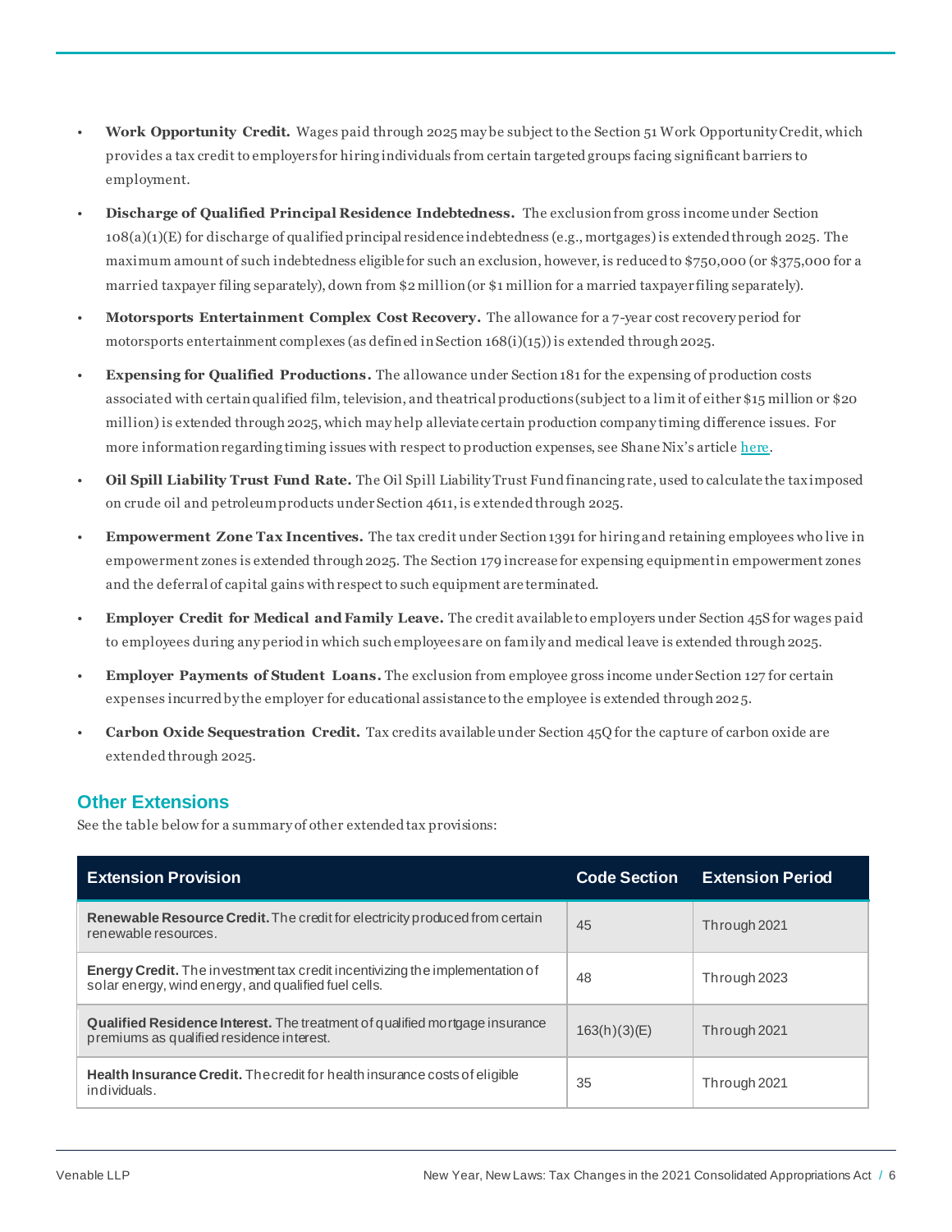- **Work Opportunity Credit.** Wages paid through 2025 may be subject to the Section 51 Work Opportunity Credit, which provides a tax credit to employers for hiring individuals from certain targeted groups facing significant barriers to employment.
- **Discharge of Qualified Principal Residence Indebtedness.** The exclusion from gross income under Section 108(a)(1)(E) for discharge of qualified principal residence indebtedness (e.g., mortgages) is extended through 2025. The maximum amount of such indebtedness eligible for such an exclusion, however, is reduced to $750,000 (or $375,000 for a married taxpayer filing separately), down from $2 million (or $1 million for a married taxpayer filing separately).
- **Motorsports Entertainment Complex Cost Recovery.** The allowance for a 7-year cost recovery period for motorsports entertainment complexes (as defined in Section 168(i)(15)) is extended through 2025.
- **Expensing for Qualified Productions.** The allowance under Section 181 for the expensing of production costs associated with certain qualified film, television, and theatrical productions (subject to a limit of either $15 million or $20 million) is extended through 2025, which may help alleviate certain production company timing difference issues. For more information regarding timing issues with respect to production expenses, see Shane Nix's article [here](here).
- **Oil Spill Liability Trust Fund Rate.** The Oil Spill Liability Trust Fund financing rate, used to calculate the tax imposed on crude oil and petroleum products under Section 4611, is extended through 2025.
- **Empowerment Zone Tax Incentives.** The tax credit under Section 1391 for hiring and retaining employees who live in empowerment zones is extended through 2025. The Section 179 increase for expensing equipment in empowerment zones and the deferral of capital gains with respect to such equipment are terminated.
- **Employer Credit for Medical and Family Leave.** The credit available to employers under Section 45S for wages paid to employees during any period in which such employees are on family and medical leave is extended through 2025.
- **Employer Payments of Student Loans.** The exclusion from employee gross income under Section 127 for certain expenses incurred by the employer for educational assistance to the employee is extended through 2025.
- **Carbon Oxide Sequestration Credit.** Tax credits available under Section 45Q for the capture of carbon oxide are extended through 2025.

## Other Extensions

See the table below for a summary of other extended tax provisions:

| Extension Provision | Code Section | Extension Period |
| --- | --- | --- |
| **Renewable Resource Credit.** The credit for electricity produced from certain renewable resources. | 45 | Through 2021 |
| **Energy Credit.** The investment tax credit incentivizing the implementation of solar energy, wind energy, and qualified fuel cells. | 48 | Through 2023 |
| **Qualified Residence Interest.** The treatment of qualified mortgage insurance premiums as qualified residence interest. | 163(h)(3)(E) | Through 2021 |
| **Health Insurance Credit.** The credit for health insurance costs of eligible individuals. | 35 | Through 2021 |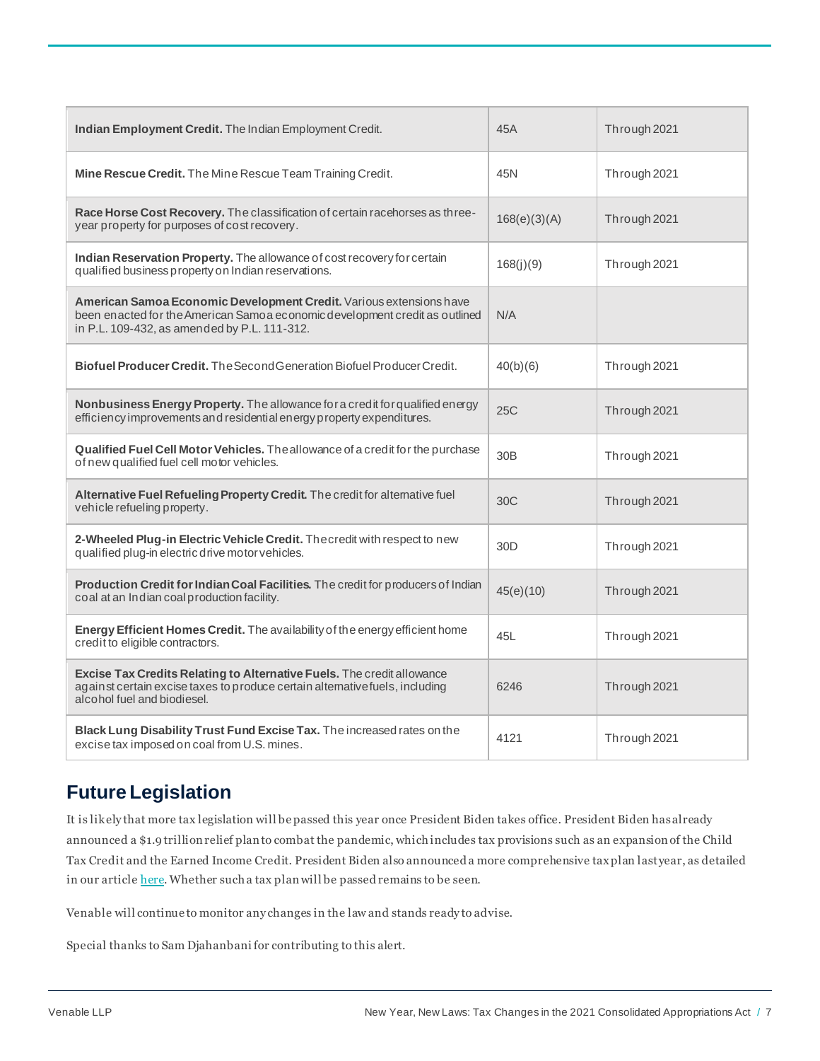| | | |
|---|---|---|
| **Indian Employment Credit.** The Indian Employment Credit. | 45A | Through 2021 |
| **Mine Rescue Credit.** The Mine Rescue Team Training Credit. | 45N | Through 2021 |
| **Race Horse Cost Recovery.** The classification of certain racehorses as three-year property for purposes of cost recovery. | 168(e)(3)(A) | Through 2021 |
| **Indian Reservation Property.** The allowance of cost recovery for certain qualified business property on Indian reservations. | 168(j)(9) | Through 2021 |
| **American Samoa Economic Development Credit.** Various extensions have been enacted for the American Samoa economic development credit as outlined in P.L. 109-432, as amended by P.L. 111-312. | N/A | |
| **Biofuel Producer Credit.** The Second Generation Biofuel Producer Credit. | 40(b)(6) | Through 2021 |
| **Nonbusiness Energy Property.** The allowance for a credit for qualified energy efficiency improvements and residential energy property expenditures. | 25C | Through 2021 |
| **Qualified Fuel Cell Motor Vehicles.** The allowance of a credit for the purchase of new qualified fuel cell motor vehicles. | 30B | Through 2021 |
| **Alternative Fuel Refueling Property Credit.** The credit for alternative fuel vehicle refueling property. | 30C | Through 2021 |
| **2-Wheeled Plug-in Electric Vehicle Credit.** The credit with respect to new qualified plug-in electric drive motor vehicles. | 30D | Through 2021 |
| **Production Credit for Indian Coal Facilities.** The credit for producers of Indian coal at an Indian coal production facility. | 45(e)(10) | Through 2021 |
| **Energy Efficient Homes Credit.** The availability of the energy efficient home credit to eligible contractors. | 45L | Through 2021 |
| **Excise Tax Credits Relating to Alternative Fuels.** The credit allowance against certain excise taxes to produce certain alternative fuels, including alcohol fuel and biodiesel. | 6246 | Through 2021 |
| **Black Lung Disability Trust Fund Excise Tax.** The increased rates on the excise tax imposed on coal from U.S. mines. | 4121 | Through 2021 |

## Future Legislation

It is likely that more tax legislation will be passed this year once President Biden takes office. President Biden has already announced a $1.9 trillion relief plan to combat the pandemic, which includes tax provisions such as an expansion of the Child Tax Credit and the Earned Income Credit. President Biden also announced a more comprehensive tax plan last year, as detailed in our article here. Whether such a tax plan will be passed remains to be seen.

Venable will continue to monitor any changes in the law and stands ready to advise.

Special thanks to Sam Djahanbani for contributing to this alert.